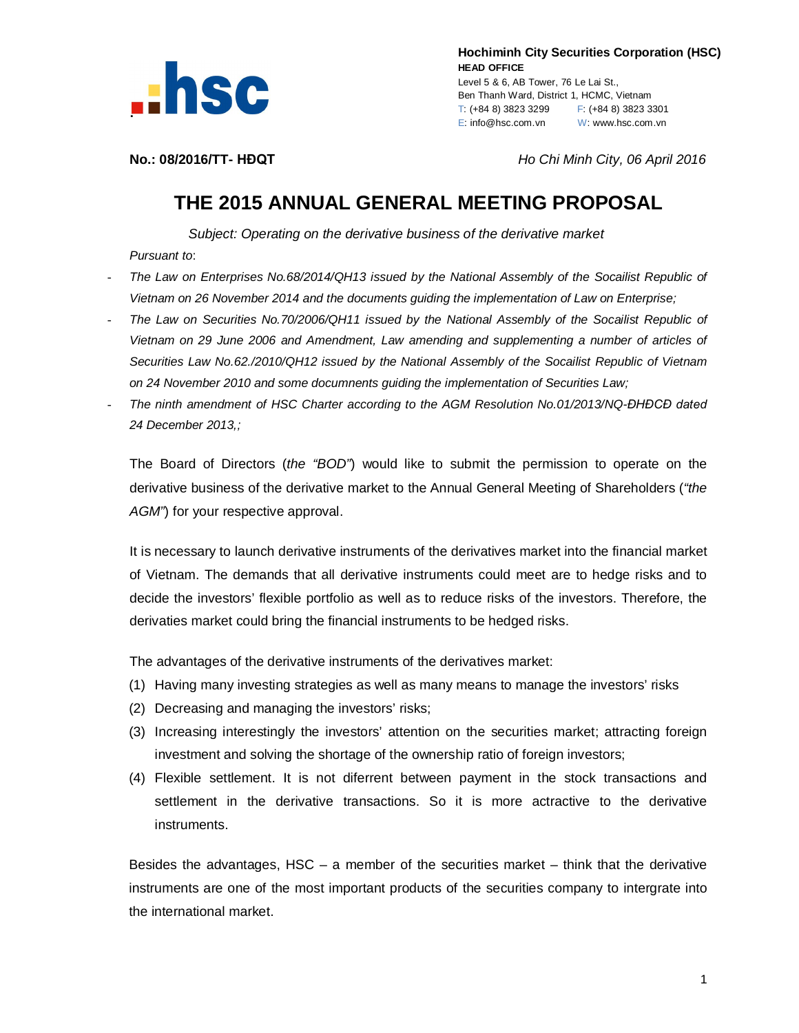**Hochiminh City Securities Corporation (HSC)**
**HEAD OFFICE**
Level 5 & 6, AB Tower, 76 Le Lai St.,
Ben Thanh Ward, District 1, HCMC, Vietnam
T: (+84 8) 3823 3299 F: (+84 8) 3823 3301
E: info@hsc.com.vn W: www.hsc.com.vn

**No.: 08/2016/TT- HĐQT** *Ho Chi Minh City, 06 April 2016*

# THE 2015 ANNUAL GENERAL MEETING PROPOSAL

*Subject: Operating on the derivative business of the derivative market*

*Pursuant to*:

- *The Law on Enterprises No.68/2014/QH13 issued by the National Assembly of the Socailist Republic of Vietnam on 26 November 2014 and the documents guiding the implementation of Law on Enterprise;*
- *The Law on Securities No.70/2006/QH11 issued by the National Assembly of the Socailist Republic of Vietnam on 29 June 2006 and Amendment, Law amending and supplementing a number of articles of Securities Law No.62./2010/QH12 issued by the National Assembly of the Socailist Republic of Vietnam on 24 November 2010 and some documnents guiding the implementation of Securities Law;*
- *The ninth amendment of HSC Charter according to the AGM Resolution No.01/2013/NQ-ĐHĐCĐ dated 24 December 2013,;*

The Board of Directors (*the "BOD"*) would like to submit the permission to operate on the derivative business of the derivative market to the Annual General Meeting of Shareholders (*"the AGM"*) for your respective approval.

It is necessary to launch derivative instruments of the derivatives market into the financial market of Vietnam. The demands that all derivative instruments could meet are to hedge risks and to decide the investors' flexible portfolio as well as to reduce risks of the investors. Therefore, the derivaties market could bring the financial instruments to be hedged risks.

The advantages of the derivative instruments of the derivatives market:

(1) Having many investing strategies as well as many means to manage the investors' risks
(2) Decreasing and managing the investors' risks;
(3) Increasing interestingly the investors' attention on the securities market; attracting foreign investment and solving the shortage of the ownership ratio of foreign investors;
(4) Flexible settlement. It is not diferrent between payment in the stock transactions and settlement in the derivative transactions. So it is more actractive to the derivative instruments.

Besides the advantages, HSC – a member of the securities market – think that the derivative instruments are one of the most important products of the securities company to intergrate into the international market.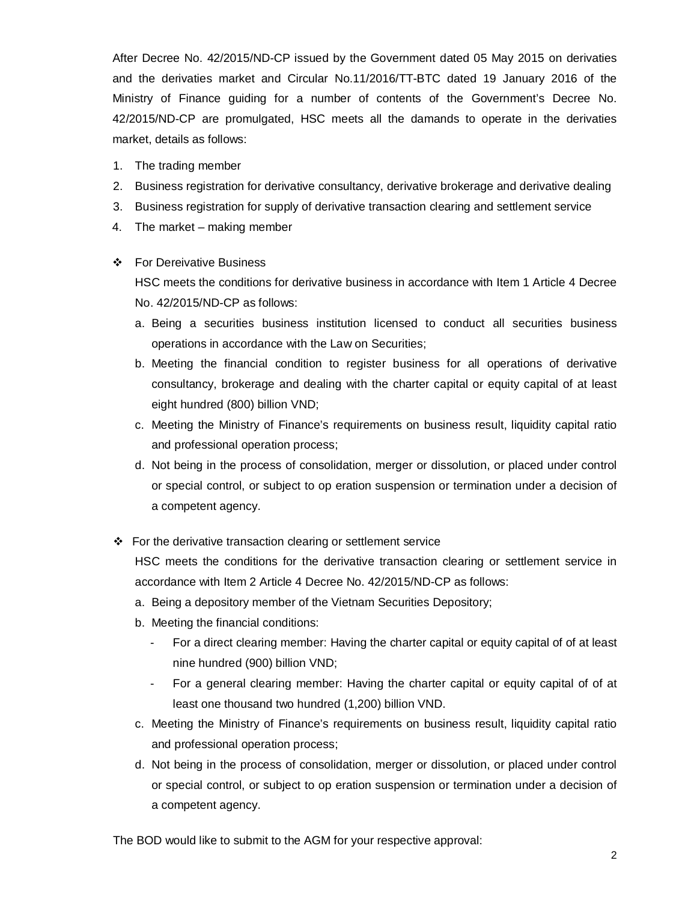After Decree No. 42/2015/ND-CP issued by the Government dated 05 May 2015 on derivaties and the derivaties market and Circular No.11/2016/TT-BTC dated 19 January 2016 of the Ministry of Finance guiding for a number of contents of the Government's Decree No. 42/2015/ND-CP are promulgated, HSC meets all the damands to operate in the derivaties market, details as follows:

1. The trading member
2. Business registration for derivative consultancy, derivative brokerage and derivative dealing
3. Business registration for supply of derivative transaction clearing and settlement service
4. The market – making member

- For Dereivative Business

  HSC meets the conditions for derivative business in accordance with Item 1 Article 4 Decree No. 42/2015/ND-CP as follows:

  a. Being a securities business institution licensed to conduct all securities business operations in accordance with the Law on Securities;
  b. Meeting the financial condition to register business for all operations of derivative consultancy, brokerage and dealing with the charter capital or equity capital of at least eight hundred (800) billion VND;
  c. Meeting the Ministry of Finance's requirements on business result, liquidity capital ratio and professional operation process;
  d. Not being in the process of consolidation, merger or dissolution, or placed under control or special control, or subject to op eration suspension or termination under a decision of a competent agency.

- For the derivative transaction clearing or settlement service

  HSC meets the conditions for the derivative transaction clearing or settlement service in accordance with Item 2 Article 4 Decree No. 42/2015/ND-CP as follows:

  a. Being a depository member of the Vietnam Securities Depository;
  b. Meeting the financial conditions:
     - For a direct clearing member: Having the charter capital or equity capital of of at least nine hundred (900) billion VND;
     - For a general clearing member: Having the charter capital or equity capital of of at least one thousand two hundred (1,200) billion VND.
  c. Meeting the Ministry of Finance's requirements on business result, liquidity capital ratio and professional operation process;
  d. Not being in the process of consolidation, merger or dissolution, or placed under control or special control, or subject to op eration suspension or termination under a decision of a competent agency.

The BOD would like to submit to the AGM for your respective approval: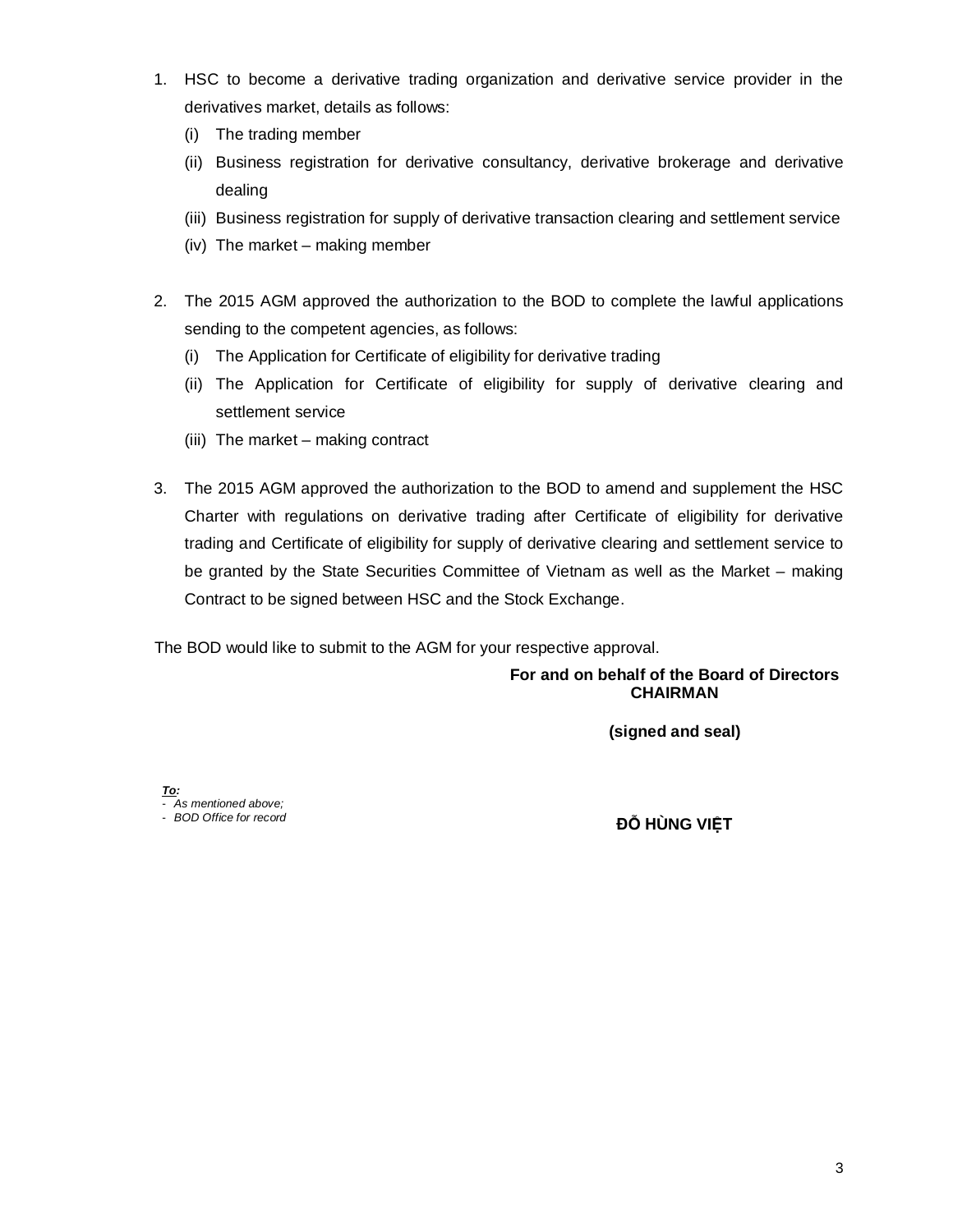1. HSC to become a derivative trading organization and derivative service provider in the derivatives market, details as follows:
   (i) The trading member
   (ii) Business registration for derivative consultancy, derivative brokerage and derivative dealing
   (iii) Business registration for supply of derivative transaction clearing and settlement service
   (iv) The market – making member

2. The 2015 AGM approved the authorization to the BOD to complete the lawful applications sending to the competent agencies, as follows:
   (i) The Application for Certificate of eligibility for derivative trading
   (ii) The Application for Certificate of eligibility for supply of derivative clearing and settlement service
   (iii) The market – making contract

3. The 2015 AGM approved the authorization to the BOD to amend and supplement the HSC Charter with regulations on derivative trading after Certificate of eligibility for derivative trading and Certificate of eligibility for supply of derivative clearing and settlement service to be granted by the State Securities Committee of Vietnam as well as the Market – making Contract to be signed between HSC and the Stock Exchange.

The BOD would like to submit to the AGM for your respective approval.

**For and on behalf of the Board of Directors**
**CHAIRMAN**

**(signed and seal)**

***To:***
- *As mentioned above;*
- *BOD Office for record*

**ĐỖ HÙNG VIỆT**